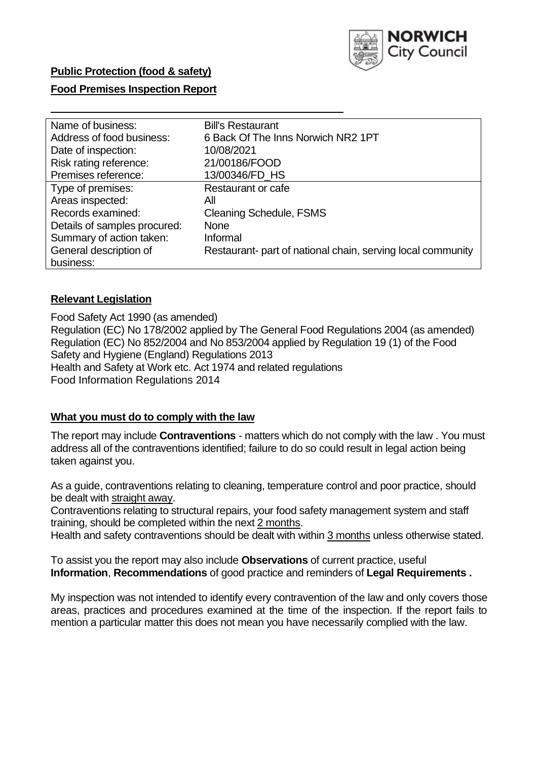**Public Protection (food & safety)**

**Food Premises Inspection Report**

| Name of business: | Bill's Restaurant |
|---|---|
| Address of food business: | 6 Back Of The Inns Norwich NR2 1PT |
| Date of inspection: | 10/08/2021 |
| Risk rating reference: | 21/00186/FOOD |
| Premises reference: | 13/00346/FD_HS |
| Type of premises: | Restaurant or cafe |
| Areas inspected: | All |
| Records examined: | Cleaning Schedule, FSMS |
| Details of samples procured: | None |
| Summary of action taken: | Informal |
| General description of business: | Restaurant- part of national chain, serving local community |

## Relevant Legislation

Food Safety Act 1990 (as amended)
Regulation (EC) No 178/2002 applied by The General Food Regulations 2004 (as amended)
Regulation (EC) No 852/2004 and No 853/2004 applied by Regulation 19 (1) of the Food Safety and Hygiene (England) Regulations 2013
Health and Safety at Work etc. Act 1974 and related regulations
Food Information Regulations 2014

## What you must do to comply with the law

The report may include **Contraventions** - matters which do not comply with the law . You must address all of the contraventions identified; failure to do so could result in legal action being taken against you.

As a guide, contraventions relating to cleaning, temperature control and poor practice, should be dealt with straight away.

Contraventions relating to structural repairs, your food safety management system and staff training, should be completed within the next 2 months.

Health and safety contraventions should be dealt with within 3 months unless otherwise stated.

To assist you the report may also include **Observations** of current practice, useful **Information**, **Recommendations** of good practice and reminders of **Legal Requirements .**

My inspection was not intended to identify every contravention of the law and only covers those areas, practices and procedures examined at the time of the inspection. If the report fails to mention a particular matter this does not mean you have necessarily complied with the law.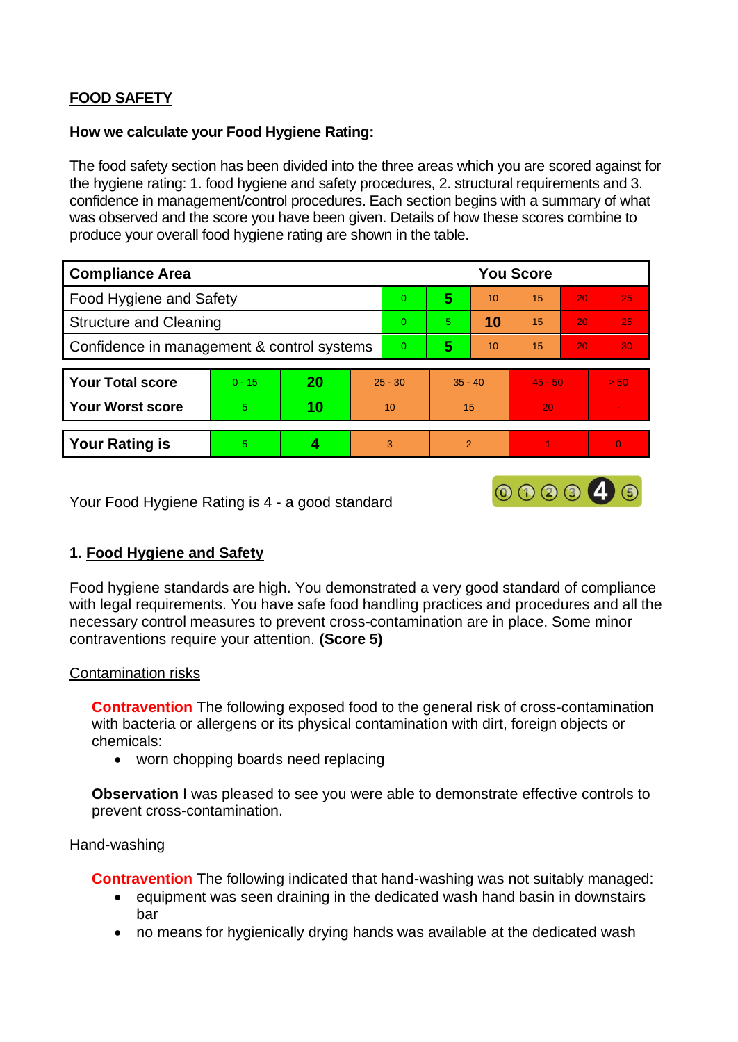**FOOD SAFETY**

**How we calculate your Food Hygiene Rating:**

The food safety section has been divided into the three areas which you are scored against for the hygiene rating: 1. food hygiene and safety procedures, 2. structural requirements and 3. confidence in management/control procedures. Each section begins with a summary of what was observed and the score you have been given. Details of how these scores combine to produce your overall food hygiene rating are shown in the table.

| Compliance Area | You Score | | | | | |
|---|---|---|---|---|---|---|
| Food Hygiene and Safety | 0 | **5** | 10 | 15 | 20 | 25 |
| Structure and Cleaning | 0 | 5 | **10** | 15 | 20 | 25 |
| Confidence in management & control systems | 0 | **5** | 10 | 15 | 20 | 30 |

| | | | | | | |
|---|---|---|---|---|---|---|
| **Your Total score** | 0 - 15 | **20** | 25 - 30 | 35 - 40 | 45 - 50 | > 50 |
| **Your Worst score** | 5 | **10** | 10 | 15 | 20 | - |

| | | | | | | |
|---|---|---|---|---|---|---|
| **Your Rating is** | 5 | **4** | 3 | 2 | 1 | 0 |

Your Food Hygiene Rating is 4 - a good standard

## 1. Food Hygiene and Safety

Food hygiene standards are high. You demonstrated a very good standard of compliance with legal requirements. You have safe food handling practices and procedures and all the necessary control measures to prevent cross-contamination are in place. Some minor contraventions require your attention. **(Score 5)**

### Contamination risks

**Contravention** The following exposed food to the general risk of cross-contamination with bacteria or allergens or its physical contamination with dirt, foreign objects or chemicals:

- worn chopping boards need replacing

**Observation** I was pleased to see you were able to demonstrate effective controls to prevent cross-contamination.

### Hand-washing

**Contravention** The following indicated that hand-washing was not suitably managed:

- equipment was seen draining in the dedicated wash hand basin in downstairs bar
- no means for hygienically drying hands was available at the dedicated wash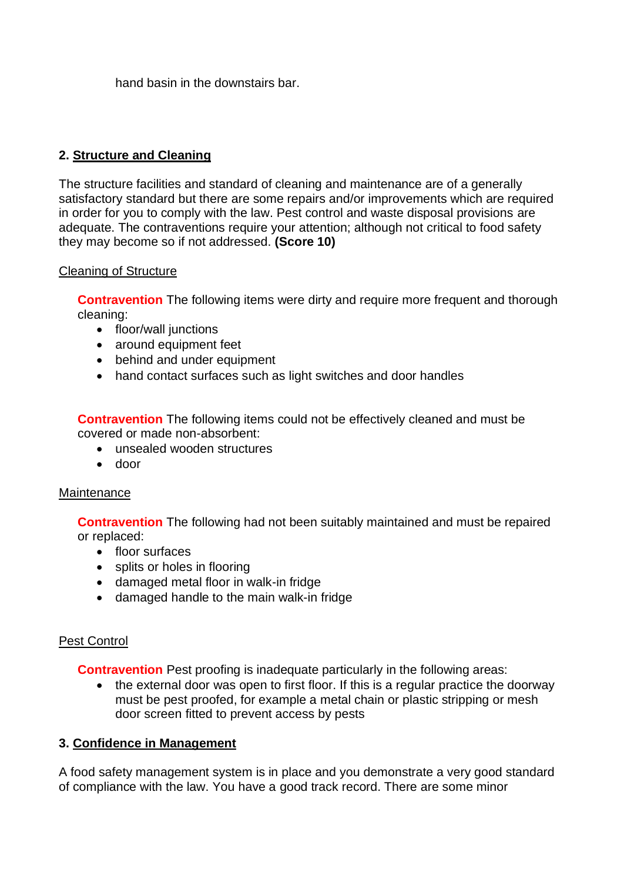hand basin in the downstairs bar.

## 2. Structure and Cleaning

The structure facilities and standard of cleaning and maintenance are of a generally satisfactory standard but there are some repairs and/or improvements which are required in order for you to comply with the law. Pest control and waste disposal provisions are adequate. The contraventions require your attention; although not critical to food safety they may become so if not addressed. **(Score 10)**

Cleaning of Structure

**Contravention** The following items were dirty and require more frequent and thorough cleaning:

- floor/wall junctions
- around equipment feet
- behind and under equipment
- hand contact surfaces such as light switches and door handles

**Contravention** The following items could not be effectively cleaned and must be covered or made non-absorbent:

- unsealed wooden structures
- door

Maintenance

**Contravention** The following had not been suitably maintained and must be repaired or replaced:

- floor surfaces
- splits or holes in flooring
- damaged metal floor in walk-in fridge
- damaged handle to the main walk-in fridge

Pest Control

**Contravention** Pest proofing is inadequate particularly in the following areas:

- the external door was open to first floor. If this is a regular practice the doorway must be pest proofed, for example a metal chain or plastic stripping or mesh door screen fitted to prevent access by pests

## 3. Confidence in Management

A food safety management system is in place and you demonstrate a very good standard of compliance with the law. You have a good track record. There are some minor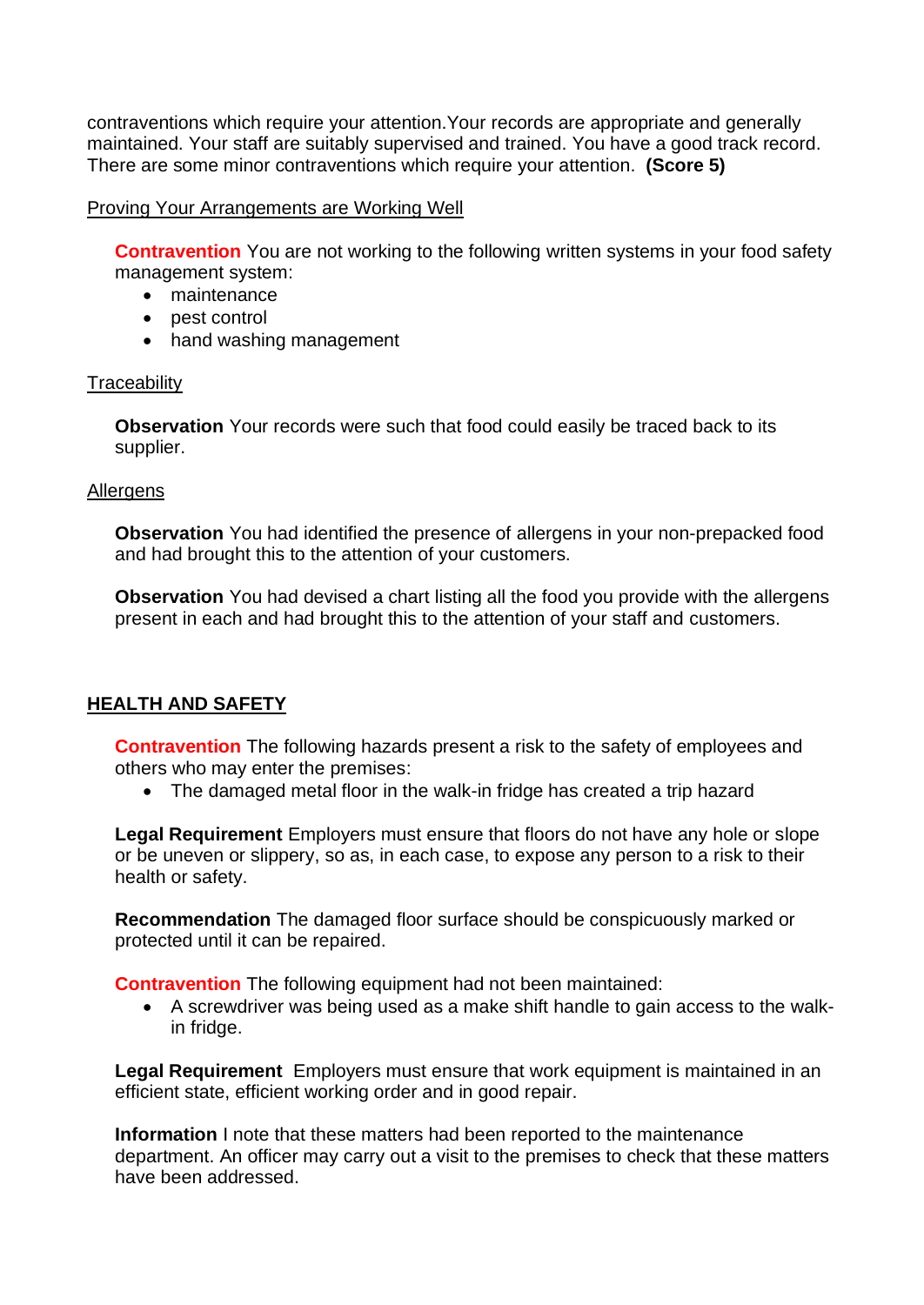contraventions which require your attention.Your records are appropriate and generally maintained. Your staff are suitably supervised and trained. You have a good track record. There are some minor contraventions which require your attention. **(Score 5)**

Proving Your Arrangements are Working Well

**Contravention** You are not working to the following written systems in your food safety management system:

- maintenance
- pest control
- hand washing management

Traceability

**Observation** Your records were such that food could easily be traced back to its supplier.

Allergens

**Observation** You had identified the presence of allergens in your non-prepacked food and had brought this to the attention of your customers.

**Observation** You had devised a chart listing all the food you provide with the allergens present in each and had brought this to the attention of your staff and customers.

## HEALTH AND SAFETY

**Contravention** The following hazards present a risk to the safety of employees and others who may enter the premises:

- The damaged metal floor in the walk-in fridge has created a trip hazard

**Legal Requirement** Employers must ensure that floors do not have any hole or slope or be uneven or slippery, so as, in each case, to expose any person to a risk to their health or safety.

**Recommendation** The damaged floor surface should be conspicuously marked or protected until it can be repaired.

**Contravention** The following equipment had not been maintained:

- A screwdriver was being used as a make shift handle to gain access to the walk-in fridge.

**Legal Requirement** Employers must ensure that work equipment is maintained in an efficient state, efficient working order and in good repair.

**Information** I note that these matters had been reported to the maintenance department. An officer may carry out a visit to the premises to check that these matters have been addressed.